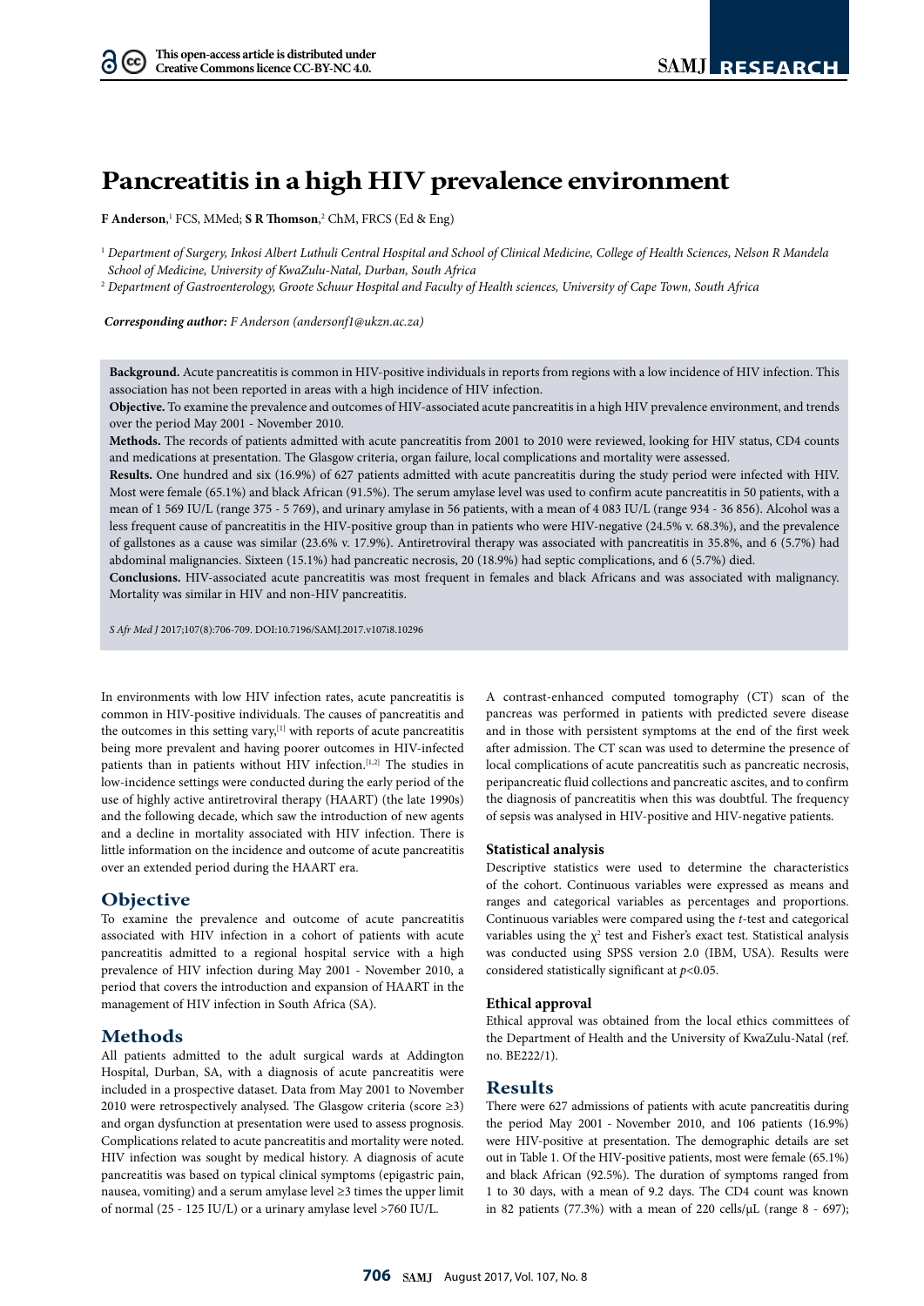# Pancreatitis in a high HIV prevalence environment

**F Anderson**,[1] FCS, MMed; **S R Thomson**,[2] ChM, FRCS (Ed & Eng)

[1] *Department of Surgery, Inkosi Albert Luthuli Central Hospital and School of Clinical Medicine, College of Health Sciences, Nelson R Mandela School of Medicine, University of KwaZulu-Natal, Durban, South Africa*

[2] *Department of Gastroenterology, Groote Schuur Hospital and Faculty of Health sciences, University of Cape Town, South Africa*

***Corresponding author:** F Anderson (andersonf1@ukzn.ac.za)*

**Background.** Acute pancreatitis is common in HIV-positive individuals in reports from regions with a low incidence of HIV infection. This association has not been reported in areas with a high incidence of HIV infection.

**Objective.** To examine the prevalence and outcomes of HIV-associated acute pancreatitis in a high HIV prevalence environment, and trends over the period May 2001 - November 2010.

**Methods.** The records of patients admitted with acute pancreatitis from 2001 to 2010 were reviewed, looking for HIV status, CD4 counts and medications at presentation. The Glasgow criteria, organ failure, local complications and mortality were assessed.

**Results.** One hundred and six (16.9%) of 627 patients admitted with acute pancreatitis during the study period were infected with HIV. Most were female (65.1%) and black African (91.5%). The serum amylase level was used to confirm acute pancreatitis in 50 patients, with a mean of 1 569 IU/L (range 375 - 5 769), and urinary amylase in 56 patients, with a mean of 4 083 IU/L (range 934 - 36 856). Alcohol was a less frequent cause of pancreatitis in the HIV-positive group than in patients who were HIV-negative (24.5% v. 68.3%), and the prevalence of gallstones as a cause was similar (23.6% v. 17.9%). Antiretroviral therapy was associated with pancreatitis in 35.8%, and 6 (5.7%) had abdominal malignancies. Sixteen (15.1%) had pancreatic necrosis, 20 (18.9%) had septic complications, and 6 (5.7%) died.

**Conclusions.** HIV-associated acute pancreatitis was most frequent in females and black Africans and was associated with malignancy. Mortality was similar in HIV and non-HIV pancreatitis.

*S Afr Med J* 2017;107(8):706-709. DOI:10.7196/SAMJ.2017.v107i8.10296

In environments with low HIV infection rates, acute pancreatitis is common in HIV-positive individuals. The causes of pancreatitis and the outcomes in this setting vary,[1] with reports of acute pancreatitis being more prevalent and having poorer outcomes in HIV-infected patients than in patients without HIV infection.[1,2] The studies in low-incidence settings were conducted during the early period of the use of highly active antiretroviral therapy (HAART) (the late 1990s) and the following decade, which saw the introduction of new agents and a decline in mortality associated with HIV infection. There is little information on the incidence and outcome of acute pancreatitis over an extended period during the HAART era.

## Objective

To examine the prevalence and outcome of acute pancreatitis associated with HIV infection in a cohort of patients with acute pancreatitis admitted to a regional hospital service with a high prevalence of HIV infection during May 2001 - November 2010, a period that covers the introduction and expansion of HAART in the management of HIV infection in South Africa (SA).

## Methods

All patients admitted to the adult surgical wards at Addington Hospital, Durban, SA, with a diagnosis of acute pancreatitis were included in a prospective dataset. Data from May 2001 to November 2010 were retrospectively analysed. The Glasgow criteria (score ≥3) and organ dysfunction at presentation were used to assess prognosis. Complications related to acute pancreatitis and mortality were noted. HIV infection was sought by medical history. A diagnosis of acute pancreatitis was based on typical clinical symptoms (epigastric pain, nausea, vomiting) and a serum amylase level ≥3 times the upper limit of normal (25 - 125 IU/L) or a urinary amylase level >760 IU/L.

A contrast-enhanced computed tomography (CT) scan of the pancreas was performed in patients with predicted severe disease and in those with persistent symptoms at the end of the first week after admission. The CT scan was used to determine the presence of local complications of acute pancreatitis such as pancreatic necrosis, peripancreatic fluid collections and pancreatic ascites, and to confirm the diagnosis of pancreatitis when this was doubtful. The frequency of sepsis was analysed in HIV-positive and HIV-negative patients.

### Statistical analysis

Descriptive statistics were used to determine the characteristics of the cohort. Continuous variables were expressed as means and ranges and categorical variables as percentages and proportions. Continuous variables were compared using the *t*-test and categorical variables using the $\chi^2$ test and Fisher's exact test. Statistical analysis was conducted using SPSS version 2.0 (IBM, USA). Results were considered statistically significant at $p<0.05$.

### Ethical approval

Ethical approval was obtained from the local ethics committees of the Department of Health and the University of KwaZulu-Natal (ref. no. BE222/1).

## Results

There were 627 admissions of patients with acute pancreatitis during the period May 2001 - November 2010, and 106 patients (16.9%) were HIV-positive at presentation. The demographic details are set out in Table 1. Of the HIV-positive patients, most were female (65.1%) and black African (92.5%). The duration of symptoms ranged from 1 to 30 days, with a mean of 9.2 days. The CD4 count was known in 82 patients (77.3%) with a mean of 220 cells/μL (range 8 - 697);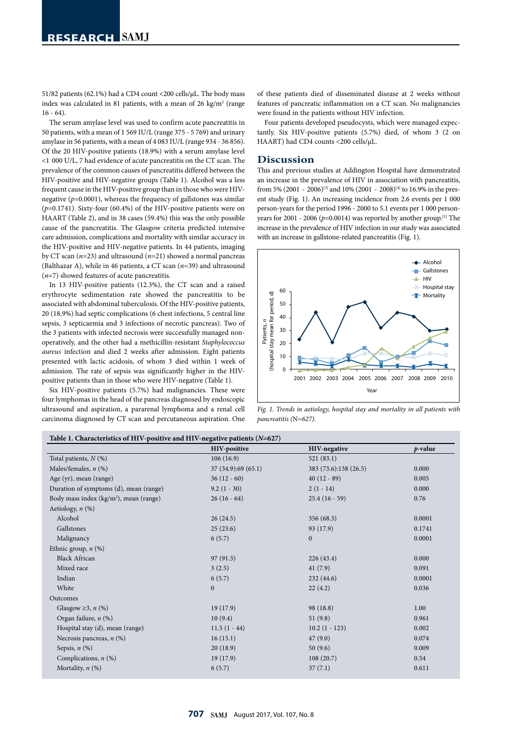51/82 patients (62.1%) had a CD4 count <200 cells/µL. The body mass index was calculated in 81 patients, with a mean of 26 kg/m$^2$ (range 16 - 64).

The serum amylase level was used to confirm acute pancreatitis in 50 patients, with a mean of 1 569 IU/L (range 375 - 5 769) and urinary amylase in 56 patients, with a mean of 4 083 IU/L (range 934 - 36 856). Of the 20 HIV-positive patients (18.9%) with a serum amylase level <1 000 U/L, 7 had evidence of acute pancreatitis on the CT scan. The prevalence of the common causes of pancreatitis differed between the HIV-positive and HIV-negative groups (Table 1). Alcohol was a less frequent cause in the HIV-positive group than in those who were HIV-negative ($p$=0.0001), whereas the frequency of gallstones was similar ($p$=0.1741). Sixty-four (60.4%) of the HIV-positive patients were on HAART (Table 2), and in 38 cases (59.4%) this was the only possible cause of the pancreatitis. The Glasgow criteria predicted intensive care admission, complications and mortality with similar accuracy in the HIV-positive and HIV-negative patients. In 44 patients, imaging by CT scan ($n$=23) and ultrasound ($n$=21) showed a normal pancreas (Balthazar A), while in 46 patients, a CT scan ($n$=39) and ultrasound ($n$=7) showed features of acute pancreatitis.

In 13 HIV-positive patients (12.3%), the CT scan and a raised erythrocyte sedimentation rate showed the pancreatitis to be associated with abdominal tuberculosis. Of the HIV-positive patients, 20 (18.9%) had septic complications (6 chest infections, 5 central line sepsis, 3 septicaemia and 3 infections of necrotic pancreas). Two of the 3 patients with infected necrosis were successfully managed non-operatively, and the other had a methicillin-resistant *Staphylococcus aureus* infection and died 2 weeks after admission. Eight patients presented with lactic acidosis, of whom 3 died within 1 week of admission. The rate of sepsis was significantly higher in the HIV-positive patients than in those who were HIV-negative (Table 1).

Six HIV-positive patients (5.7%) had malignancies. These were four lymphomas in the head of the pancreas diagnosed by endoscopic ultrasound and aspiration, a pararenal lymphoma and a renal cell carcinoma diagnosed by CT scan and percutaneous aspiration. One of these patients died of disseminated disease at 2 weeks without features of pancreatic inflammation on a CT scan. No malignancies were found in the patients without HIV infection.

Four patients developed pseudocysts, which were managed expectantly. Six HIV-positive patients (5.7%) died, of whom 3 (2 on HAART) had CD4 counts <200 cells/µL.

## Discussion

This and previous studies at Addington Hospital have demonstrated an increase in the prevalence of HIV in association with pancreatitis, from 5% (2001 - 2006)[3] and 10% (2001 - 2008)[4] to 16.9% in the present study (Fig. 1). An increasing incidence from 2.6 events per 1 000 person-years for the period 1996 - 2000 to 5.1 events per 1 000 person-years for 2001 - 2006 ($p$=0.0014) was reported by another group.[5] The increase in the prevalence of HIV infection in our study was associated with an increase in gallstone-related pancreatitis (Fig. 1).

*Fig. 1. Trends in aetiology, hospital stay and mortality in all patients with pancreatitis (*N*=627).*

**Table 1. Characteristics of HIV-positive and HIV-negative patients (*N*=627)**

| | HIV-positive | HIV-negative | *p*-value |
|---|---|---|---|
| Total patients, *N* (%) | 106 (16.9) | 521 (83.1) | |
| Males/females, *n* (%) | 37 (34.9):69 (65.1) | 383 (73.6):138 (26.5) | 0.000 |
| Age (yr), mean (range) | 36 (12 - 60) | 40 (12 - 89) | 0.005 |
| Duration of symptoms (d), mean (range) | 9.2 (1 - 30) | 2 (1 - 14) | 0.000 |
| Body mass index (kg/m$^2$), mean (range) | 26 (16 - 64) | 25.4 (16 - 59) | 0.76 |
| Aetiology, *n* (%) | | | |
| Alcohol | 26 (24.5) | 356 (68.3) | 0.0001 |
| Gallstones | 25 (23.6) | 93 (17.9) | 0.1741 |
| Malignancy | 6 (5.7) | 0 | 0.0001 |
| Ethnic group, *n* (%) | | | |
| Black African | 97 (91.5) | 226 (43.4) | 0.000 |
| Mixed race | 3 (2.5) | 41 (7.9) | 0.091 |
| Indian | 6 (5.7) | 232 (44.6) | 0.0001 |
| White | 0 | 22 (4.2) | 0.036 |
| Outcomes | | | |
| Glasgow ≥3, *n* (%) | 19 (17.9) | 98 (18.8) | 1.00 |
| Organ failure, *n* (%) | 10 (9.4) | 51 (9.8) | 0.961 |
| Hospital stay (d), mean (range) | 11.5 (1 - 44) | 10.2 (1 - 123) | 0.002 |
| Necrosis pancreas, *n* (%) | 16 (15.1) | 47 (9.0) | 0.074 |
| Sepsis, *n* (%) | 20 (18.9) | 50 (9.6) | 0.009 |
| Complications, *n* (%) | 19 (17.9) | 108 (20.7) | 0.54 |
| Mortality, *n* (%) | 6 (5.7) | 37 (7.1) | 0.611 |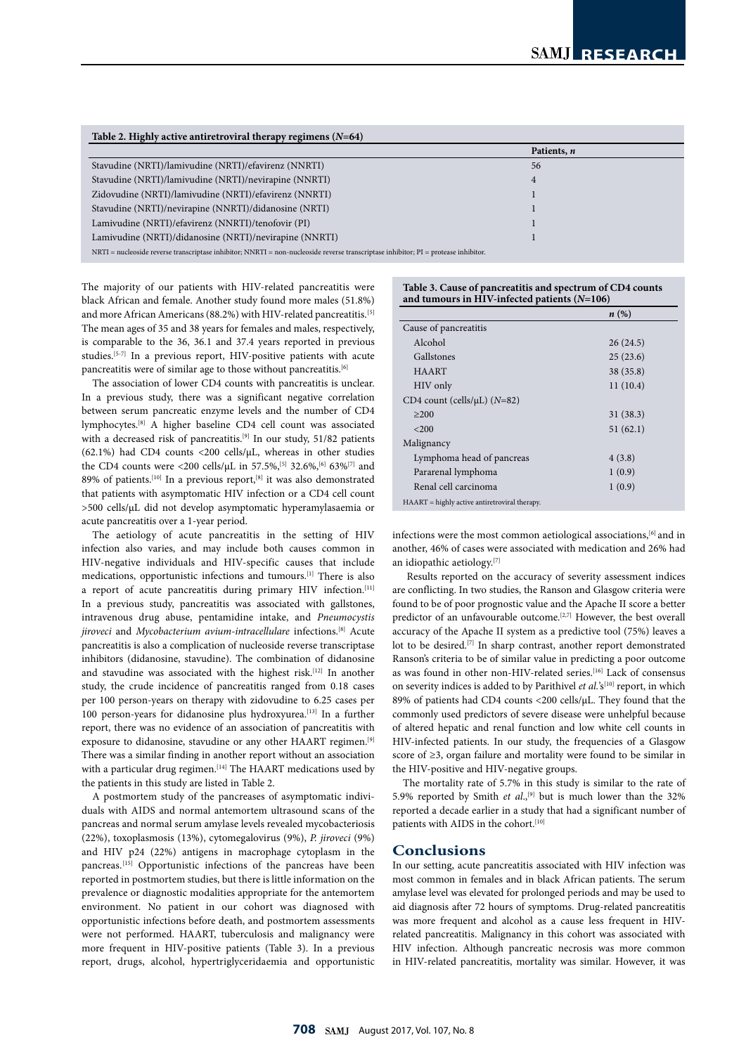**Table 2. Highly active antiretroviral therapy regimens (*N*=64)**

| | Patients, *n* |
|---|---|
| Stavudine (NRTI)/lamivudine (NRTI)/efavirenz (NNRTI) | 56 |
| Stavudine (NRTI)/lamivudine (NRTI)/nevirapine (NNRTI) | 4 |
| Zidovudine (NRTI)/lamivudine (NRTI)/efavirenz (NNRTI) | 1 |
| Stavudine (NRTI)/nevirapine (NNRTI)/didanosine (NRTI) | 1 |
| Lamivudine (NRTI)/efavirenz (NNRTI)/tenofovir (PI) | 1 |
| Lamivudine (NRTI)/didanosine (NRTI)/nevirapine (NNRTI) | 1 |

NRTI = nucleoside reverse transcriptase inhibitor; NNRTI = non-nucleoside reverse transcriptase inhibitor; PI = protease inhibitor.

The majority of our patients with HIV-related pancreatitis were black African and female. Another study found more males (51.8%) and more African Americans (88.2%) with HIV-related pancreatitis.[5] The mean ages of 35 and 38 years for females and males, respectively, is comparable to the 36, 36.1 and 37.4 years reported in previous studies.[5-7] In a previous report, HIV-positive patients with acute pancreatitis were of similar age to those without pancreatitis.[6]

The association of lower CD4 counts with pancreatitis is unclear. In a previous study, there was a significant negative correlation between serum pancreatic enzyme levels and the number of CD4 lymphocytes.[8] A higher baseline CD4 cell count was associated with a decreased risk of pancreatitis.[9] In our study, 51/82 patients (62.1%) had CD4 counts <200 cells/µL, whereas in other studies the CD4 counts were <200 cells/µL in 57.5%,[5] 32.6%,[6] 63%[7] and 89% of patients.[10] In a previous report,[8] it was also demonstrated that patients with asymptomatic HIV infection or a CD4 cell count >500 cells/µL did not develop asymptomatic hyperamylasaemia or acute pancreatitis over a 1-year period.

The aetiology of acute pancreatitis in the setting of HIV infection also varies, and may include both causes common in HIV-negative individuals and HIV-specific causes that include medications, opportunistic infections and tumours.[1] There is also a report of acute pancreatitis during primary HIV infection.[11] In a previous study, pancreatitis was associated with gallstones, intravenous drug abuse, pentamidine intake, and *Pneumocystis jiroveci* and *Mycobacterium avium-intracellulare* infections.[8] Acute pancreatitis is also a complication of nucleoside reverse transcriptase inhibitors (didanosine, stavudine). The combination of didanosine and stavudine was associated with the highest risk.[12] In another study, the crude incidence of pancreatitis ranged from 0.18 cases per 100 person-years on therapy with zidovudine to 6.25 cases per 100 person-years for didanosine plus hydroxyurea.[13] In a further report, there was no evidence of an association of pancreatitis with exposure to didanosine, stavudine or any other HAART regimen.[9] There was a similar finding in another report without an association with a particular drug regimen.[14] The HAART medications used by the patients in this study are listed in Table 2.

A postmortem study of the pancreases of asymptomatic individuals with AIDS and normal antemortem ultrasound scans of the pancreas and normal serum amylase levels revealed mycobacteriosis (22%), toxoplasmosis (13%), cytomegalovirus (9%), *P. jiroveci* (9%) and HIV p24 (22%) antigens in macrophage cytoplasm in the pancreas.[15] Opportunistic infections of the pancreas have been reported in postmortem studies, but there is little information on the prevalence or diagnostic modalities appropriate for the antemortem environment. No patient in our cohort was diagnosed with opportunistic infections before death, and postmortem assessments were not performed. HAART, tuberculosis and malignancy were more frequent in HIV-positive patients (Table 3). In a previous report, drugs, alcohol, hypertriglyceridaemia and opportunistic infections were the most common aetiological associations,[6] and in another, 46% of cases were associated with medication and 26% had an idiopathic aetiology.[7]

**Table 3. Cause of pancreatitis and spectrum of CD4 counts and tumours in HIV-infected patients (*N*=106)**

| | *n* (%) |
|---|---|
| Cause of pancreatitis | |
| Alcohol | 26 (24.5) |
| Gallstones | 25 (23.6) |
| HAART | 38 (35.8) |
| HIV only | 11 (10.4) |
| CD4 count (cells/µL) (*N*=82) | |
| ≥200 | 31 (38.3) |
| <200 | 51 (62.1) |
| Malignancy | |
| Lymphoma head of pancreas | 4 (3.8) |
| Pararenal lymphoma | 1 (0.9) |
| Renal cell carcinoma | 1 (0.9) |

HAART = highly active antiretroviral therapy.

Results reported on the accuracy of severity assessment indices are conflicting. In two studies, the Ranson and Glasgow criteria were found to be of poor prognostic value and the Apache II score a better predictor of an unfavourable outcome.[2,7] However, the best overall accuracy of the Apache II system as a predictive tool (75%) leaves a lot to be desired.[7] In sharp contrast, another report demonstrated Ranson's criteria to be of similar value in predicting a poor outcome as was found in other non-HIV-related series.[16] Lack of consensus on severity indices is added to by Parithivel *et al.*'s[10] report, in which 89% of patients had CD4 counts <200 cells/µL. They found that the commonly used predictors of severe disease were unhelpful because of altered hepatic and renal function and low white cell counts in HIV-infected patients. In our study, the frequencies of a Glasgow score of ≥3, organ failure and mortality were found to be similar in the HIV-positive and HIV-negative groups.

The mortality rate of 5.7% in this study is similar to the rate of 5.9% reported by Smith *et al.*,[9] but is much lower than the 32% reported a decade earlier in a study that had a significant number of patients with AIDS in the cohort.[10]

## Conclusions

In our setting, acute pancreatitis associated with HIV infection was most common in females and in black African patients. The serum amylase level was elevated for prolonged periods and may be used to aid diagnosis after 72 hours of symptoms. Drug-related pancreatitis was more frequent and alcohol as a cause less frequent in HIV-related pancreatitis. Malignancy in this cohort was associated with HIV infection. Although pancreatic necrosis was more common in HIV-related pancreatitis, mortality was similar. However, it was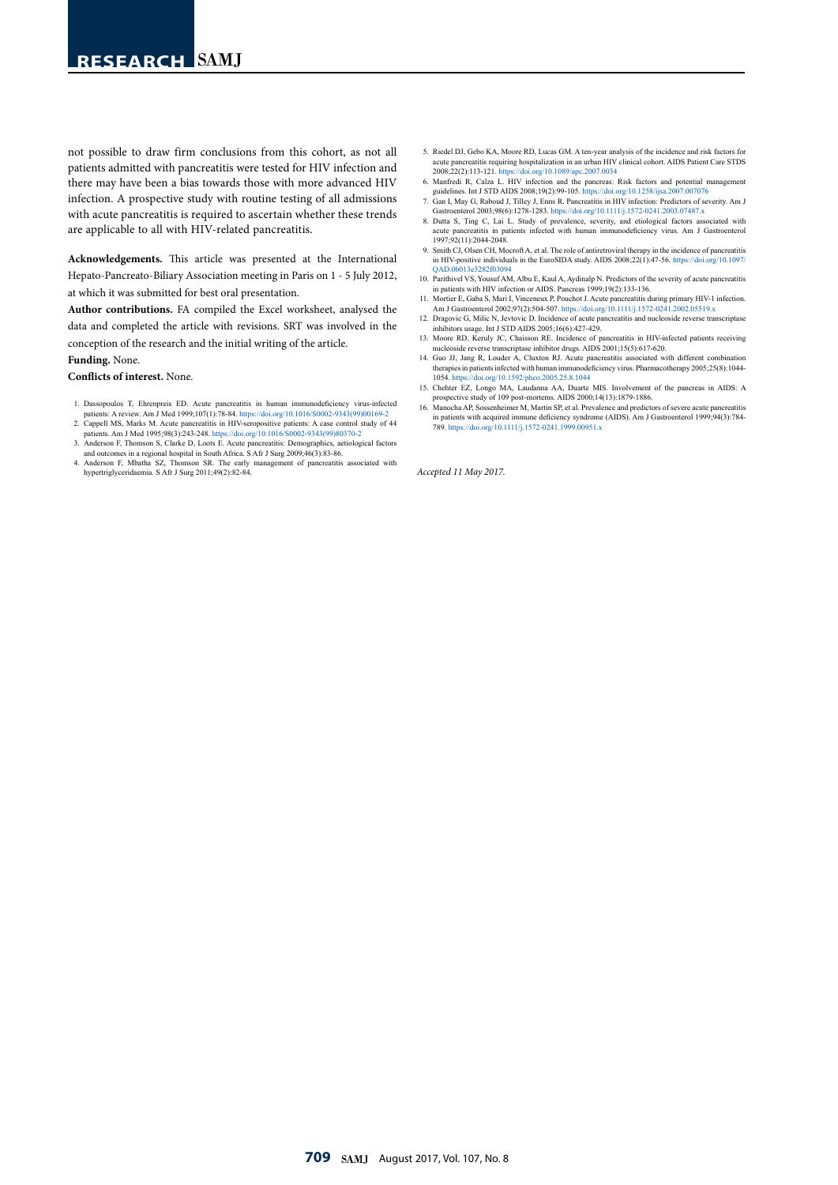not possible to draw firm conclusions from this cohort, as not all patients admitted with pancreatitis were tested for HIV infection and there may have been a bias towards those with more advanced HIV infection. A prospective study with routine testing of all admissions with acute pancreatitis is required to ascertain whether these trends are applicable to all with HIV-related pancreatitis.

**Acknowledgements.** This article was presented at the International Hepato-Pancreato-Biliary Association meeting in Paris on 1 - 5 July 2012, at which it was submitted for best oral presentation.

**Author contributions.** FA compiled the Excel worksheet, analysed the data and completed the article with revisions. SRT was involved in the conception of the research and the initial writing of the article.

**Funding.** None.

**Conflicts of interest.** None.

1. Dassopoulos T, Ehrenpreis ED. Acute pancreatitis in human immunodeficiency virus-infected patients: A review. Am J Med 1999;107(1):78-84. https://doi.org/10.1016/S0002-9343(99)00169-2
2. Cappell MS, Marks M. Acute pancreatitis in HIV-seropositive patients: A case control study of 44 patients. Am J Med 1995;98(3):243-248. https://doi.org/10.1016/S0002-9343(99)80370-2
3. Anderson F, Thomson S, Clarke D, Loots E. Acute pancreatitis: Demographics, aetiological factors and outcomes in a regional hospital in South Africa. S Afr J Surg 2009;46(3):83-86.
4. Anderson F, Mbatha SZ, Thomson SR. The early management of pancreatitis associated with hypertriglyceridaemia. S Afr J Surg 2011;49(2):82-84.
5. Riedel DJ, Gebo KA, Moore RD, Lucas GM. A ten-year analysis of the incidence and risk factors for acute pancreatitis requiring hospitalization in an urban HIV clinical cohort. AIDS Patient Care STDS 2008;22(2):113-121. https://doi.org/10.1089/apc.2007.0034
6. Manfredi R, Calza L. HIV infection and the pancreas: Risk factors and potential management guidelines. Int J STD AIDS 2008;19(2):99-105. https://doi.org/10.1258/ijsa.2007.007076
7. Gan I, May G, Raboud J, Tilley J, Enns R. Pancreatitis in HIV infection: Predictors of severity. Am J Gastroenterol 2003;98(6):1278-1283. https://doi.org/10.1111/j.1572-0241.2003.07487.x
8. Dutta S, Ting C, Lai L. Study of prevalence, severity, and etiological factors associated with acute pancreatitis in patients infected with human immunodeficiency virus. Am J Gastroenterol 1997;92(11):2044-2048.
9. Smith CJ, Olsen CH, Mocroft A, et al. The role of antiretroviral therapy in the incidence of pancreatitis in HIV-positive individuals in the EuroSIDA study. AIDS 2008;22(1):47-56. https://doi.org/10.1097/QAD.0b013e3282f03094
10. Parithivel VS, Yousuf AM, Albu E, Kaul A, Aydinalp N. Predictors of the severity of acute pancreatitis in patients with HIV infection or AIDS. Pancreas 1999;19(2):133-136.
11. Mortier E, Gaba S, Mari I, Vinceneux P, Pouchot J. Acute pancreatitis during primary HIV-1 infection. Am J Gastroenterol 2002;97(2):504-507. https://doi.org/10.1111/j.1572-0241.2002.05519.x
12. Dragovic G, Milic N, Jevtovic D. Incidence of acute pancreatitis and nucleoside reverse transcriptase inhibitors usage. Int J STD AIDS 2005;16(6):427-429.
13. Moore RD, Keruly JC, Chaisson RE. Incidence of pancreatitis in HIV-infected patients receiving nucleoside reverse transcriptase inhibitor drugs. AIDS 2001;15(5):617-620.
14. Guo JJ, Jang R, Louder A, Cluxton RJ. Acute pancreatitis associated with different combination therapies in patients infected with human immunodeficiency virus. Pharmacotherapy 2005;25(8):1044-1054. https://doi.org/10.1592/phco.2005.25.8.1044
15. Chehter EZ, Longo MA, Laudanna AA, Duarte MIS. Involvement of the pancreas in AIDS: A prospective study of 109 post-mortems. AIDS 2000;14(13):1879-1886.
16. Manocha AP, Sossenheimer M, Martin SP, et al. Prevalence and predictors of severe acute pancreatitis in patients with acquired immune deficiency syndrome (AIDS). Am J Gastroenterol 1999;94(3):784-789. https://doi.org/10.1111/j.1572-0241.1999.00951.x

*Accepted 11 May 2017.*